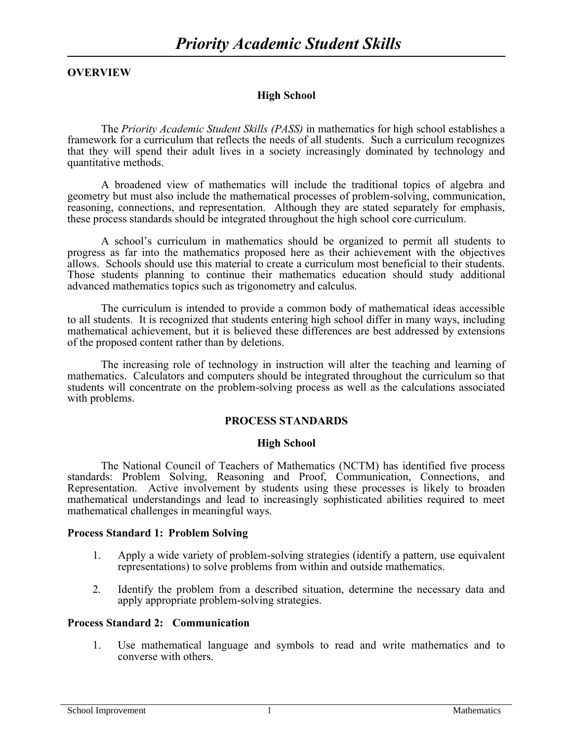# *Priority Academic Student Skills*

## OVERVIEW

### High School

The *Priority Academic Student Skills (PASS)* in mathematics for high school establishes a framework for a curriculum that reflects the needs of all students. Such a curriculum recognizes that they will spend their adult lives in a society increasingly dominated by technology and quantitative methods.

A broadened view of mathematics will include the traditional topics of algebra and geometry but must also include the mathematical processes of problem-solving, communication, reasoning, connections, and representation. Although they are stated separately for emphasis, these process standards should be integrated throughout the high school core curriculum.

A school's curriculum in mathematics should be organized to permit all students to progress as far into the mathematics proposed here as their achievement with the objectives allows. Schools should use this material to create a curriculum most beneficial to their students. Those students planning to continue their mathematics education should study additional advanced mathematics topics such as trigonometry and calculus.

The curriculum is intended to provide a common body of mathematical ideas accessible to all students. It is recognized that students entering high school differ in many ways, including mathematical achievement, but it is believed these differences are best addressed by extensions of the proposed content rather than by deletions.

The increasing role of technology in instruction will alter the teaching and learning of mathematics. Calculators and computers should be integrated throughout the curriculum so that students will concentrate on the problem-solving process as well as the calculations associated with problems.

## PROCESS STANDARDS

### High School

The National Council of Teachers of Mathematics (NCTM) has identified five process standards: Problem Solving, Reasoning and Proof, Communication, Connections, and Representation. Active involvement by students using these processes is likely to broaden mathematical understandings and lead to increasingly sophisticated abilities required to meet mathematical challenges in meaningful ways.

**Process Standard 1: Problem Solving**

1. Apply a wide variety of problem-solving strategies (identify a pattern, use equivalent representations) to solve problems from within and outside mathematics.

2. Identify the problem from a described situation, determine the necessary data and apply appropriate problem-solving strategies.

**Process Standard 2: Communication**

1. Use mathematical language and symbols to read and write mathematics and to converse with others.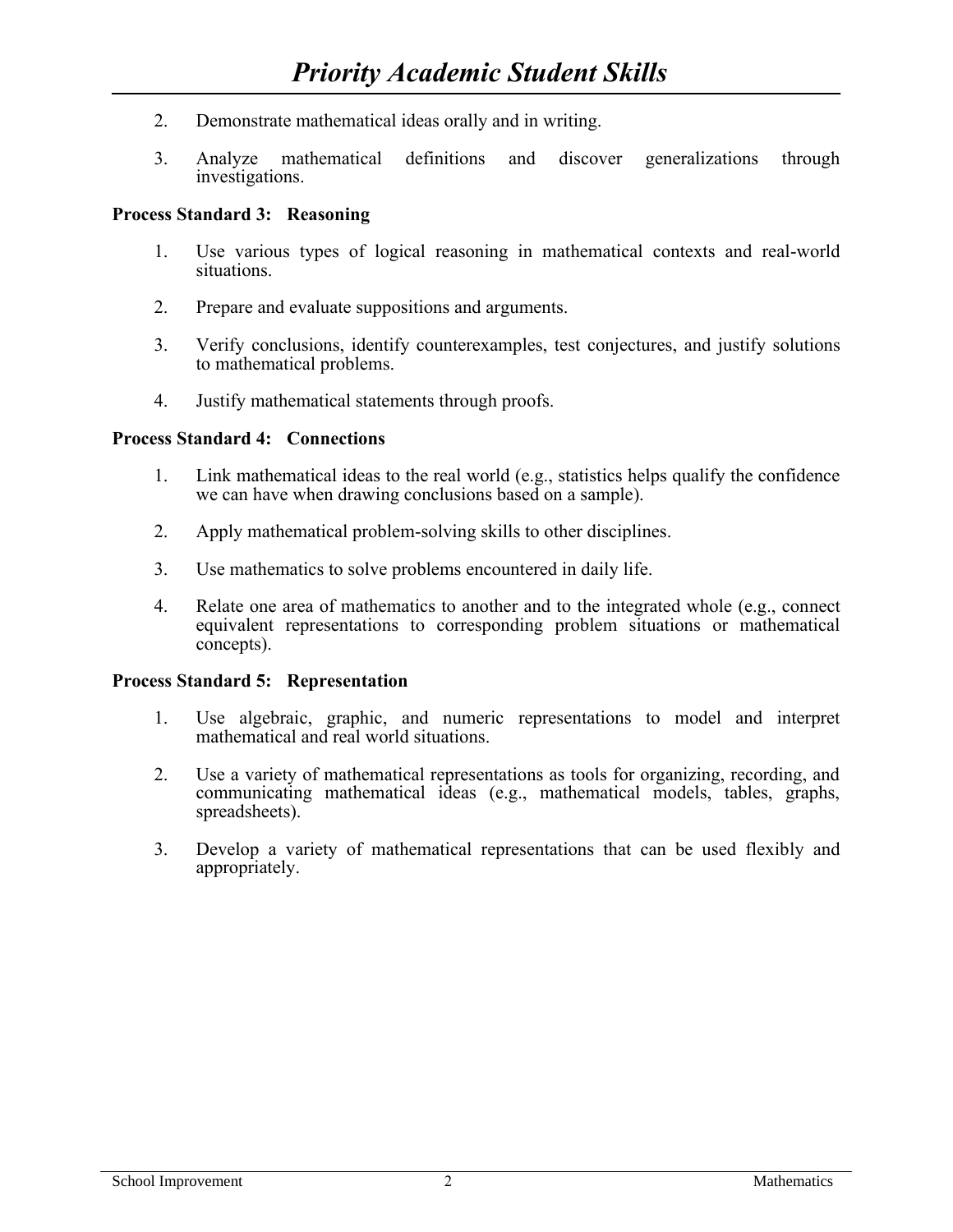2. Demonstrate mathematical ideas orally and in writing.

3. Analyze mathematical definitions and discover generalizations through investigations.

**Process Standard 3: Reasoning**

1. Use various types of logical reasoning in mathematical contexts and real-world situations.

2. Prepare and evaluate suppositions and arguments.

3. Verify conclusions, identify counterexamples, test conjectures, and justify solutions to mathematical problems.

4. Justify mathematical statements through proofs.

**Process Standard 4: Connections**

1. Link mathematical ideas to the real world (e.g., statistics helps qualify the confidence we can have when drawing conclusions based on a sample).

2. Apply mathematical problem-solving skills to other disciplines.

3. Use mathematics to solve problems encountered in daily life.

4. Relate one area of mathematics to another and to the integrated whole (e.g., connect equivalent representations to corresponding problem situations or mathematical concepts).

**Process Standard 5: Representation**

1. Use algebraic, graphic, and numeric representations to model and interpret mathematical and real world situations.

2. Use a variety of mathematical representations as tools for organizing, recording, and communicating mathematical ideas (e.g., mathematical models, tables, graphs, spreadsheets).

3. Develop a variety of mathematical representations that can be used flexibly and appropriately.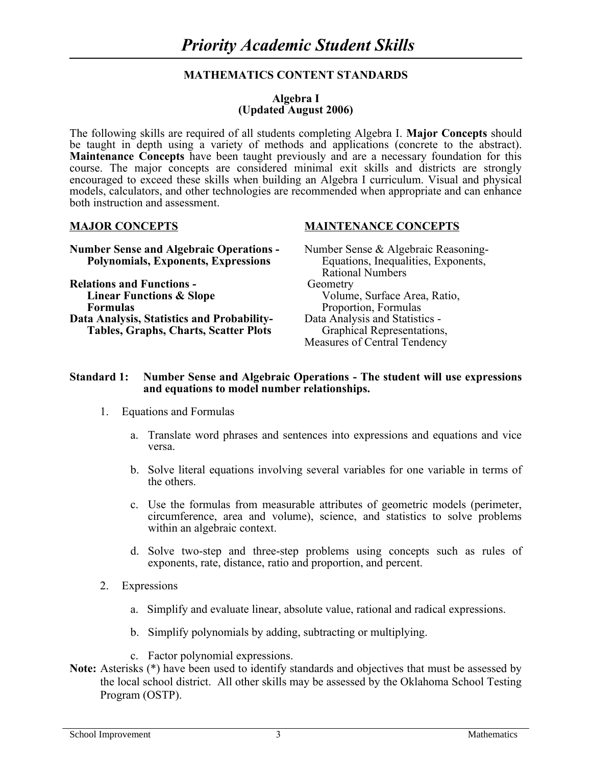# *Priority Academic Student Skills*

**MATHEMATICS CONTENT STANDARDS**

**Algebra I**
**(Updated August 2006)**

The following skills are required of all students completing Algebra I. **Major Concepts** should be taught in depth using a variety of methods and applications (concrete to the abstract). **Maintenance Concepts** have been taught previously and are a necessary foundation for this course. The major concepts are considered minimal exit skills and districts are strongly encouraged to exceed these skills when building an Algebra I curriculum. Visual and physical models, calculators, and other technologies are recommended when appropriate and can enhance both instruction and assessment.

| **MAJOR CONCEPTS** | **MAINTENANCE CONCEPTS** |
|---|---|
| **Number Sense and Algebraic Operations - Polynomials, Exponents, Expressions** | Number Sense & Algebraic Reasoning- Equations, Inequalities, Exponents, Rational Numbers |
| **Relations and Functions - Linear Functions & Slope Formulas** | Geometry Volume, Surface Area, Ratio, Proportion, Formulas |
| **Data Analysis, Statistics and Probability- Tables, Graphs, Charts, Scatter Plots** | Data Analysis and Statistics - Graphical Representations, Measures of Central Tendency |

**Standard 1: Number Sense and Algebraic Operations - The student will use expressions and equations to model number relationships.**

1. Equations and Formulas

   a. Translate word phrases and sentences into expressions and equations and vice versa.

   b. Solve literal equations involving several variables for one variable in terms of the others.

   c. Use the formulas from measurable attributes of geometric models (perimeter, circumference, area and volume), science, and statistics to solve problems within an algebraic context.

   d. Solve two-step and three-step problems using concepts such as rules of exponents, rate, distance, ratio and proportion, and percent.

2. Expressions

   a. Simplify and evaluate linear, absolute value, rational and radical expressions.

   b. Simplify polynomials by adding, subtracting or multiplying.

   c. Factor polynomial expressions.

**Note:** Asterisks (*) have been used to identify standards and objectives that must be assessed by the local school district. All other skills may be assessed by the Oklahoma School Testing Program (OSTP).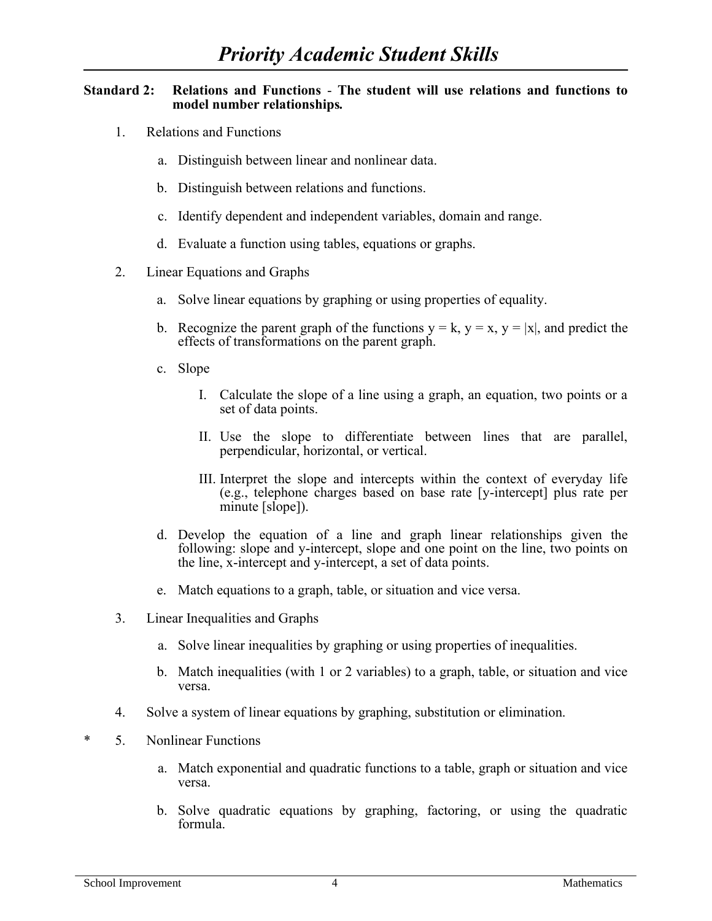# *Priority Academic Student Skills*

**Standard 2: Relations and Functions - The student will use relations and functions to model number relationships.**

1. Relations and Functions

   a. Distinguish between linear and nonlinear data.

   b. Distinguish between relations and functions.

   c. Identify dependent and independent variables, domain and range.

   d. Evaluate a function using tables, equations or graphs.

2. Linear Equations and Graphs

   a. Solve linear equations by graphing or using properties of equality.

   b. Recognize the parent graph of the functions $y = k$, $y = x$, $y = |x|$, and predict the effects of transformations on the parent graph.

   c. Slope

      I. Calculate the slope of a line using a graph, an equation, two points or a set of data points.

      II. Use the slope to differentiate between lines that are parallel, perpendicular, horizontal, or vertical.

      III. Interpret the slope and intercepts within the context of everyday life (e.g., telephone charges based on base rate [y-intercept] plus rate per minute [slope]).

   d. Develop the equation of a line and graph linear relationships given the following: slope and y-intercept, slope and one point on the line, two points on the line, x-intercept and y-intercept, a set of data points.

   e. Match equations to a graph, table, or situation and vice versa.

3. Linear Inequalities and Graphs

   a. Solve linear inequalities by graphing or using properties of inequalities.

   b. Match inequalities (with 1 or 2 variables) to a graph, table, or situation and vice versa.

4. Solve a system of linear equations by graphing, substitution or elimination.

\* 5. Nonlinear Functions

   a. Match exponential and quadratic functions to a table, graph or situation and vice versa.

   b. Solve quadratic equations by graphing, factoring, or using the quadratic formula.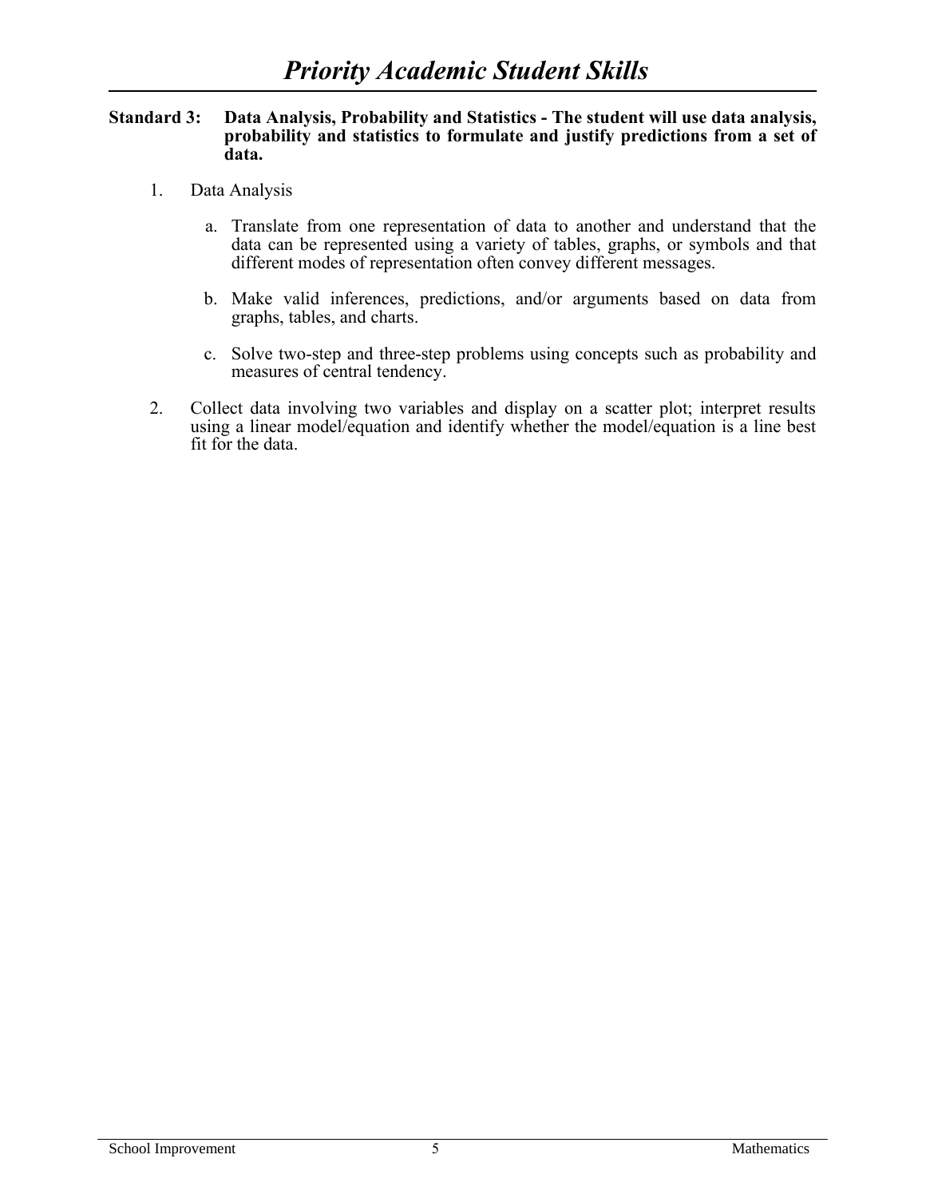# *Priority Academic Student Skills*

**Standard 3: Data Analysis, Probability and Statistics - The student will use data analysis, probability and statistics to formulate and justify predictions from a set of data.**

1. Data Analysis

   a. Translate from one representation of data to another and understand that the data can be represented using a variety of tables, graphs, or symbols and that different modes of representation often convey different messages.

   b. Make valid inferences, predictions, and/or arguments based on data from graphs, tables, and charts.

   c. Solve two-step and three-step problems using concepts such as probability and measures of central tendency.

2. Collect data involving two variables and display on a scatter plot; interpret results using a linear model/equation and identify whether the model/equation is a line best fit for the data.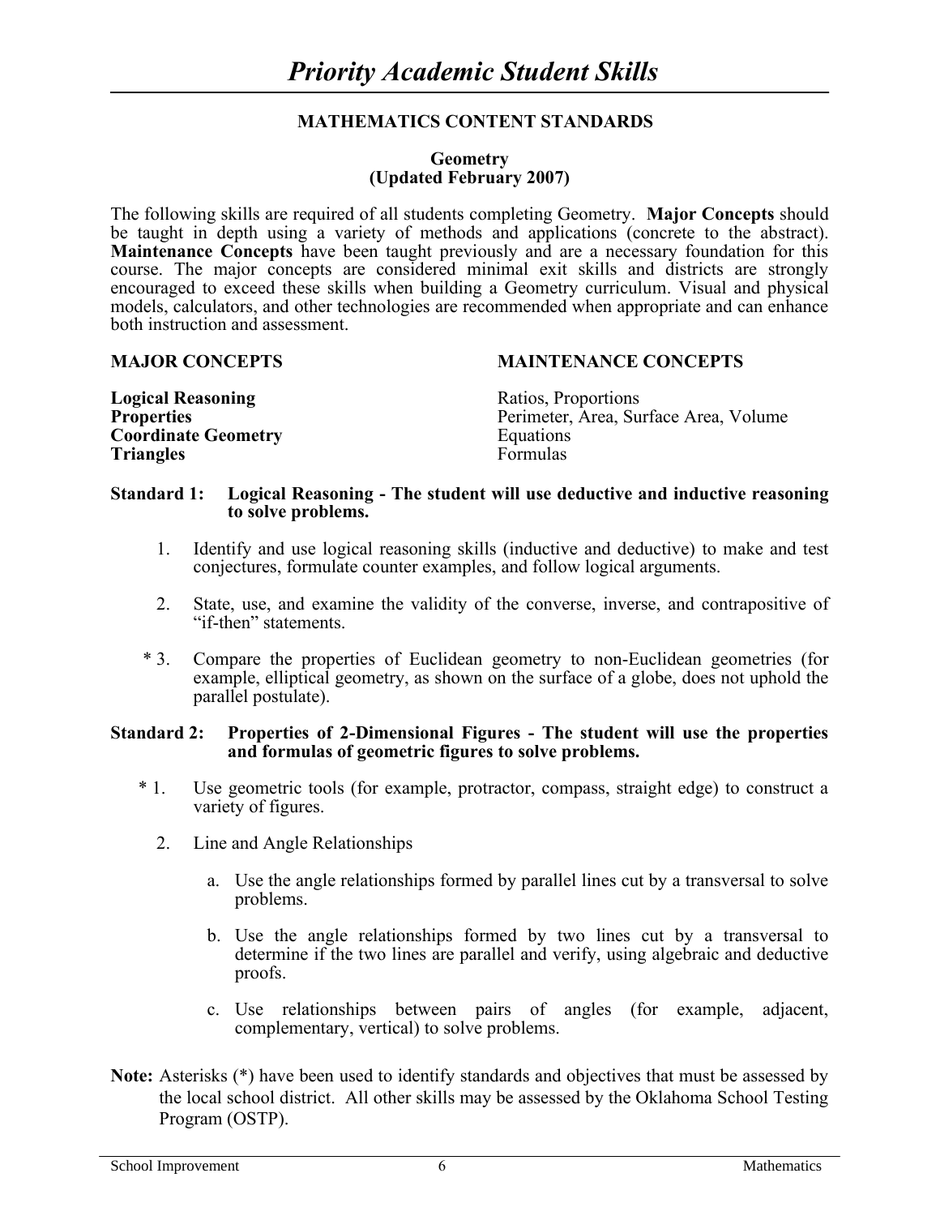# *Priority Academic Student Skills*

## MATHEMATICS CONTENT STANDARDS

### Geometry
### (Updated February 2007)

The following skills are required of all students completing Geometry. **Major Concepts** should be taught in depth using a variety of methods and applications (concrete to the abstract). **Maintenance Concepts** have been taught previously and are a necessary foundation for this course. The major concepts are considered minimal exit skills and districts are strongly encouraged to exceed these skills when building a Geometry curriculum. Visual and physical models, calculators, and other technologies are recommended when appropriate and can enhance both instruction and assessment.

| **MAJOR CONCEPTS** | **MAINTENANCE CONCEPTS** |
|---|---|
| **Logical Reasoning** | Ratios, Proportions |
| **Properties** | Perimeter, Area, Surface Area, Volume |
| **Coordinate Geometry** | Equations |
| **Triangles** | Formulas |

**Standard 1: Logical Reasoning - The student will use deductive and inductive reasoning to solve problems.**

1. Identify and use logical reasoning skills (inductive and deductive) to make and test conjectures, formulate counter examples, and follow logical arguments.

2. State, use, and examine the validity of the converse, inverse, and contrapositive of "if-then" statements.

\* 3. Compare the properties of Euclidean geometry to non-Euclidean geometries (for example, elliptical geometry, as shown on the surface of a globe, does not uphold the parallel postulate).

**Standard 2: Properties of 2-Dimensional Figures - The student will use the properties and formulas of geometric figures to solve problems.**

\* 1. Use geometric tools (for example, protractor, compass, straight edge) to construct a variety of figures.

2. Line and Angle Relationships

   a. Use the angle relationships formed by parallel lines cut by a transversal to solve problems.

   b. Use the angle relationships formed by two lines cut by a transversal to determine if the two lines are parallel and verify, using algebraic and deductive proofs.

   c. Use relationships between pairs of angles (for example, adjacent, complementary, vertical) to solve problems.

**Note:** Asterisks (*) have been used to identify standards and objectives that must be assessed by the local school district. All other skills may be assessed by the Oklahoma School Testing Program (OSTP).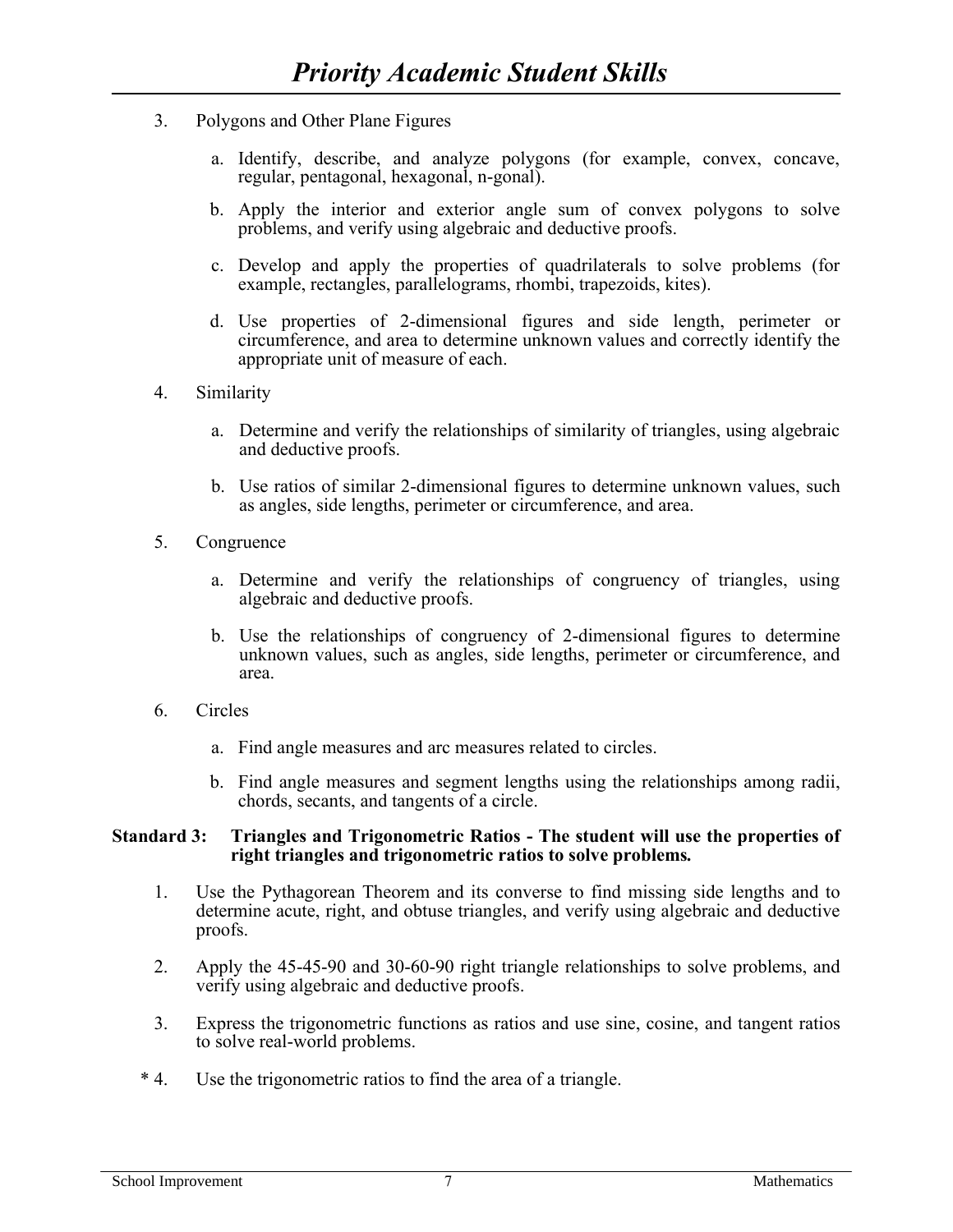3. Polygons and Other Plane Figures

   a. Identify, describe, and analyze polygons (for example, convex, concave, regular, pentagonal, hexagonal, n-gonal).

   b. Apply the interior and exterior angle sum of convex polygons to solve problems, and verify using algebraic and deductive proofs.

   c. Develop and apply the properties of quadrilaterals to solve problems (for example, rectangles, parallelograms, rhombi, trapezoids, kites).

   d. Use properties of 2-dimensional figures and side length, perimeter or circumference, and area to determine unknown values and correctly identify the appropriate unit of measure of each.

4. Similarity

   a. Determine and verify the relationships of similarity of triangles, using algebraic and deductive proofs.

   b. Use ratios of similar 2-dimensional figures to determine unknown values, such as angles, side lengths, perimeter or circumference, and area.

5. Congruence

   a. Determine and verify the relationships of congruency of triangles, using algebraic and deductive proofs.

   b. Use the relationships of congruency of 2-dimensional figures to determine unknown values, such as angles, side lengths, perimeter or circumference, and area.

6. Circles

   a. Find angle measures and arc measures related to circles.

   b. Find angle measures and segment lengths using the relationships among radii, chords, secants, and tangents of a circle.

**Standard 3: Triangles and Trigonometric Ratios - The student will use the properties of right triangles and trigonometric ratios to solve problems.**

1. Use the Pythagorean Theorem and its converse to find missing side lengths and to determine acute, right, and obtuse triangles, and verify using algebraic and deductive proofs.

2. Apply the 45-45-90 and 30-60-90 right triangle relationships to solve problems, and verify using algebraic and deductive proofs.

3. Express the trigonometric functions as ratios and use sine, cosine, and tangent ratios to solve real-world problems.

\* 4. Use the trigonometric ratios to find the area of a triangle.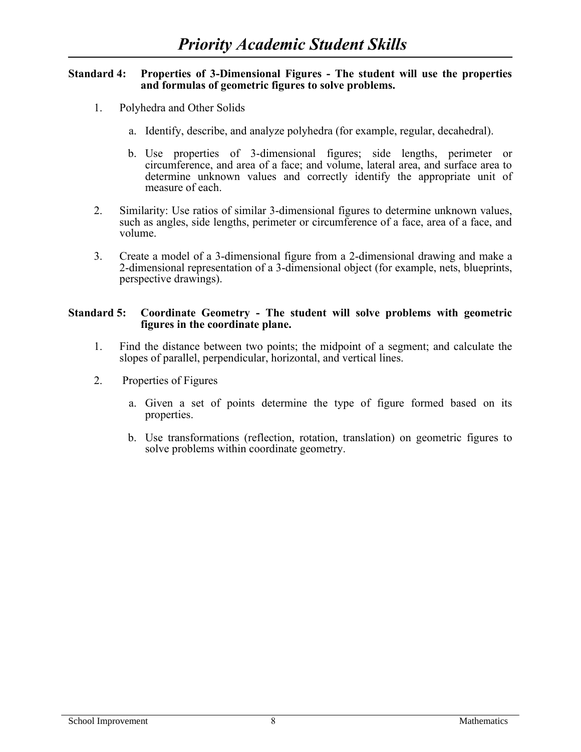# *Priority Academic Student Skills*

**Standard 4: Properties of 3-Dimensional Figures - The student will use the properties and formulas of geometric figures to solve problems.**

1. Polyhedra and Other Solids

   a. Identify, describe, and analyze polyhedra (for example, regular, decahedral).

   b. Use properties of 3-dimensional figures; side lengths, perimeter or circumference, and area of a face; and volume, lateral area, and surface area to determine unknown values and correctly identify the appropriate unit of measure of each.

2. Similarity: Use ratios of similar 3-dimensional figures to determine unknown values, such as angles, side lengths, perimeter or circumference of a face, area of a face, and volume.

3. Create a model of a 3-dimensional figure from a 2-dimensional drawing and make a 2-dimensional representation of a 3-dimensional object (for example, nets, blueprints, perspective drawings).

**Standard 5: Coordinate Geometry - The student will solve problems with geometric figures in the coordinate plane.**

1. Find the distance between two points; the midpoint of a segment; and calculate the slopes of parallel, perpendicular, horizontal, and vertical lines.

2. Properties of Figures

   a. Given a set of points determine the type of figure formed based on its properties.

   b. Use transformations (reflection, rotation, translation) on geometric figures to solve problems within coordinate geometry.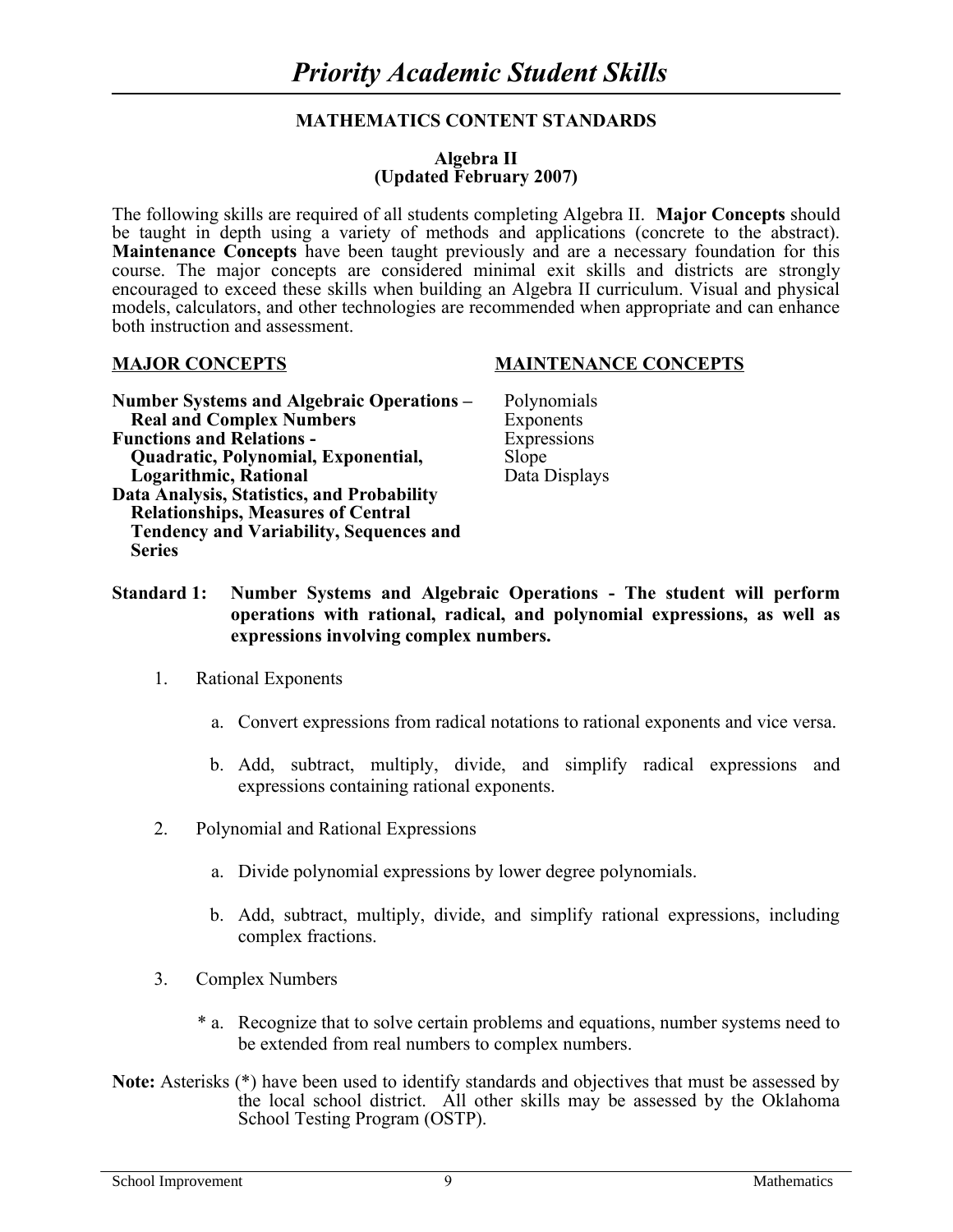# *Priority Academic Student Skills*

## MATHEMATICS CONTENT STANDARDS

### Algebra II
### (Updated February 2007)

The following skills are required of all students completing Algebra II. **Major Concepts** should be taught in depth using a variety of methods and applications (concrete to the abstract). **Maintenance Concepts** have been taught previously and are a necessary foundation for this course. The major concepts are considered minimal exit skills and districts are strongly encouraged to exceed these skills when building an Algebra II curriculum. Visual and physical models, calculators, and other technologies are recommended when appropriate and can enhance both instruction and assessment.

**MAJOR CONCEPTS**

**Number Systems and Algebraic Operations – Real and Complex Numbers**
**Functions and Relations - Quadratic, Polynomial, Exponential, Logarithmic, Rational**
**Data Analysis, Statistics, and Probability Relationships, Measures of Central Tendency and Variability, Sequences and Series**

**MAINTENANCE CONCEPTS**

Polynomials
Exponents
Expressions
Slope
Data Displays

**Standard 1: Number Systems and Algebraic Operations - The student will perform operations with rational, radical, and polynomial expressions, as well as expressions involving complex numbers.**

1. Rational Exponents

   a. Convert expressions from radical notations to rational exponents and vice versa.

   b. Add, subtract, multiply, divide, and simplify radical expressions and expressions containing rational exponents.

2. Polynomial and Rational Expressions

   a. Divide polynomial expressions by lower degree polynomials.

   b. Add, subtract, multiply, divide, and simplify rational expressions, including complex fractions.

3. Complex Numbers

   \* a. Recognize that to solve certain problems and equations, number systems need to be extended from real numbers to complex numbers.

**Note:** Asterisks (*) have been used to identify standards and objectives that must be assessed by the local school district. All other skills may be assessed by the Oklahoma School Testing Program (OSTP).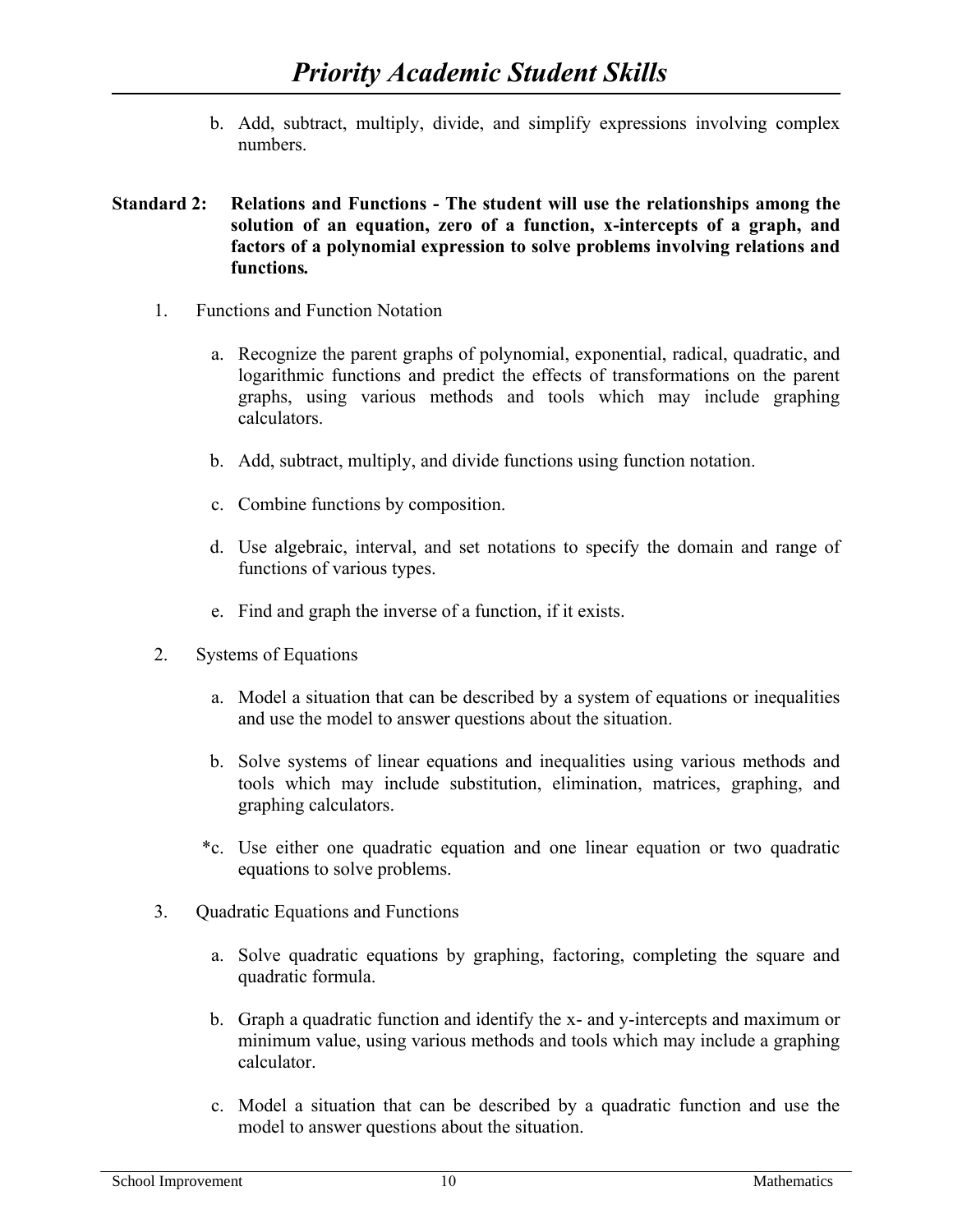b. Add, subtract, multiply, divide, and simplify expressions involving complex numbers.

**Standard 2: Relations and Functions - The student will use the relationships among the solution of an equation, zero of a function, x-intercepts of a graph, and factors of a polynomial expression to solve problems involving relations and functions.**

1. Functions and Function Notation

   a. Recognize the parent graphs of polynomial, exponential, radical, quadratic, and logarithmic functions and predict the effects of transformations on the parent graphs, using various methods and tools which may include graphing calculators.

   b. Add, subtract, multiply, and divide functions using function notation.

   c. Combine functions by composition.

   d. Use algebraic, interval, and set notations to specify the domain and range of functions of various types.

   e. Find and graph the inverse of a function, if it exists.

2. Systems of Equations

   a. Model a situation that can be described by a system of equations or inequalities and use the model to answer questions about the situation.

   b. Solve systems of linear equations and inequalities using various methods and tools which may include substitution, elimination, matrices, graphing, and graphing calculators.

   *c. Use either one quadratic equation and one linear equation or two quadratic equations to solve problems.

3. Quadratic Equations and Functions

   a. Solve quadratic equations by graphing, factoring, completing the square and quadratic formula.

   b. Graph a quadratic function and identify the x- and y-intercepts and maximum or minimum value, using various methods and tools which may include a graphing calculator.

   c. Model a situation that can be described by a quadratic function and use the model to answer questions about the situation.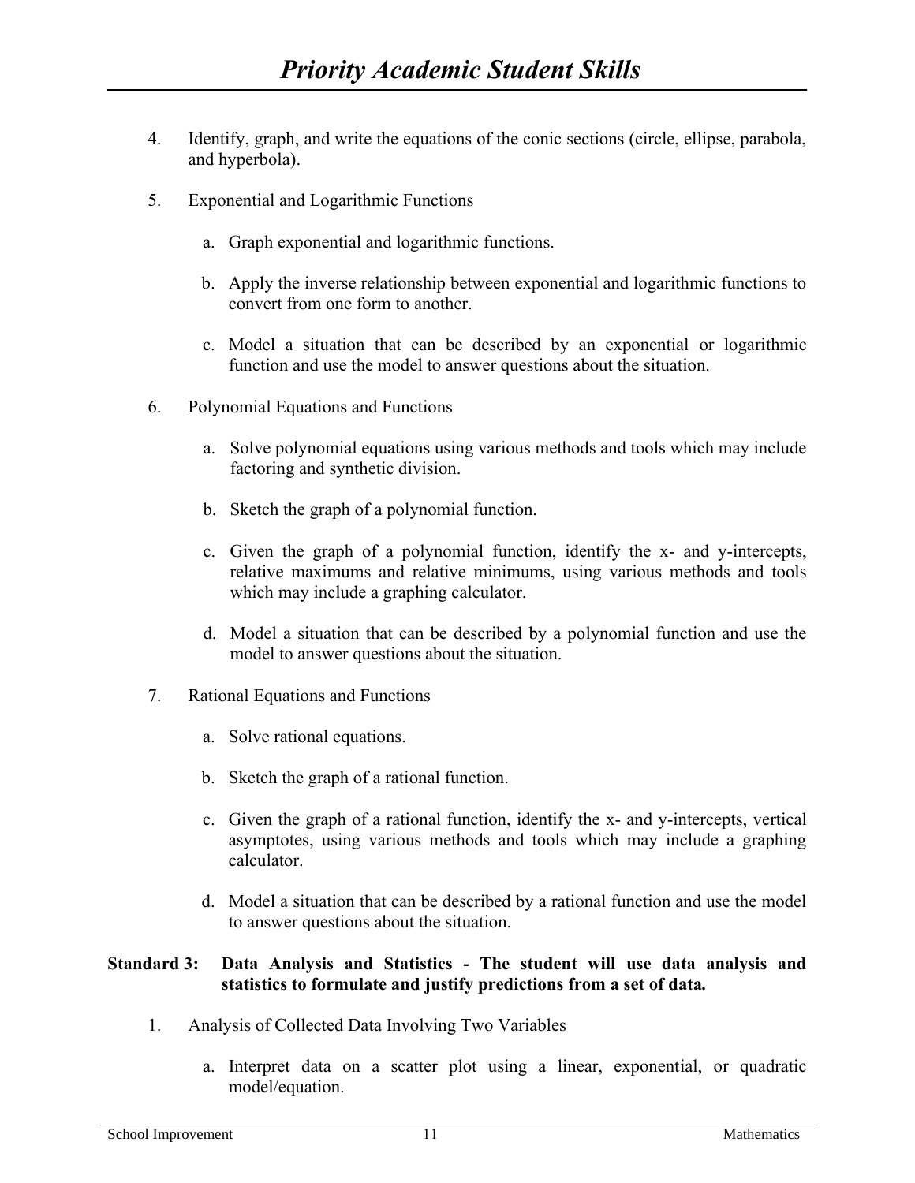4. Identify, graph, and write the equations of the conic sections (circle, ellipse, parabola, and hyperbola).

5. Exponential and Logarithmic Functions

   a. Graph exponential and logarithmic functions.

   b. Apply the inverse relationship between exponential and logarithmic functions to convert from one form to another.

   c. Model a situation that can be described by an exponential or logarithmic function and use the model to answer questions about the situation.

6. Polynomial Equations and Functions

   a. Solve polynomial equations using various methods and tools which may include factoring and synthetic division.

   b. Sketch the graph of a polynomial function.

   c. Given the graph of a polynomial function, identify the x- and y-intercepts, relative maximums and relative minimums, using various methods and tools which may include a graphing calculator.

   d. Model a situation that can be described by a polynomial function and use the model to answer questions about the situation.

7. Rational Equations and Functions

   a. Solve rational equations.

   b. Sketch the graph of a rational function.

   c. Given the graph of a rational function, identify the x- and y-intercepts, vertical asymptotes, using various methods and tools which may include a graphing calculator.

   d. Model a situation that can be described by a rational function and use the model to answer questions about the situation.

**Standard 3: Data Analysis and Statistics - The student will use data analysis and statistics to formulate and justify predictions from a set of data.**

1. Analysis of Collected Data Involving Two Variables

   a. Interpret data on a scatter plot using a linear, exponential, or quadratic model/equation.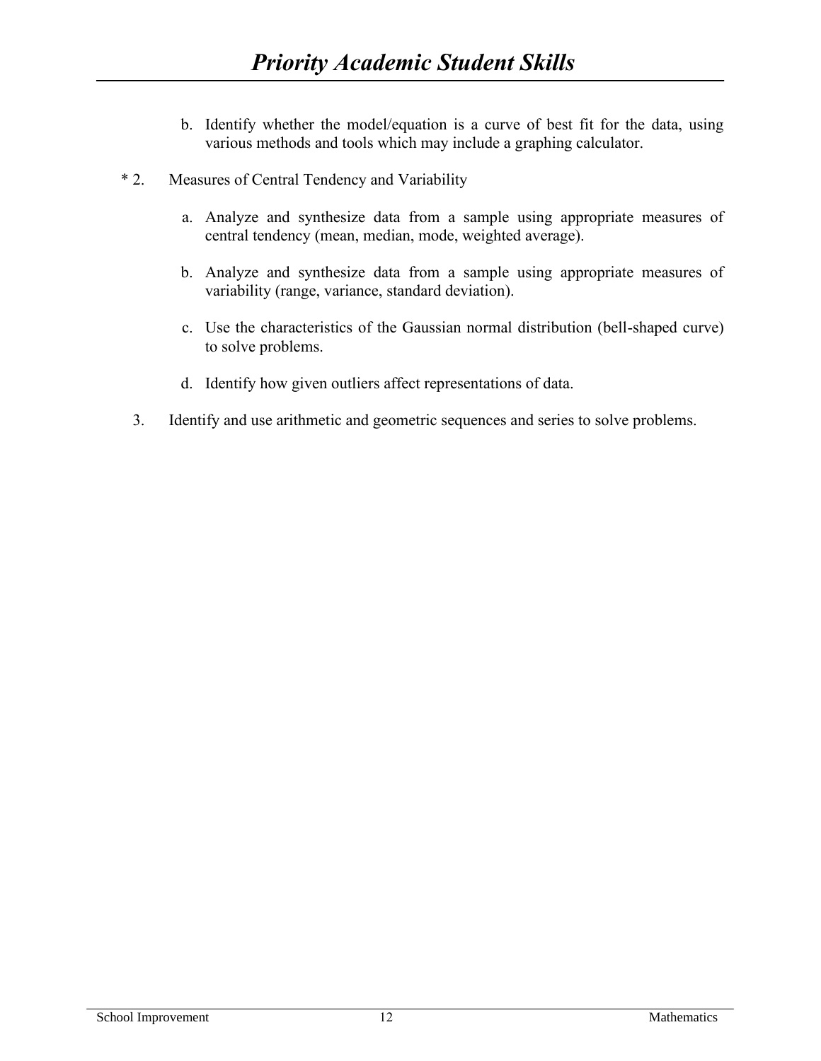b. Identify whether the model/equation is a curve of best fit for the data, using various methods and tools which may include a graphing calculator.

* 2. Measures of Central Tendency and Variability

   a. Analyze and synthesize data from a sample using appropriate measures of central tendency (mean, median, mode, weighted average).

   b. Analyze and synthesize data from a sample using appropriate measures of variability (range, variance, standard deviation).

   c. Use the characteristics of the Gaussian normal distribution (bell-shaped curve) to solve problems.

   d. Identify how given outliers affect representations of data.

3. Identify and use arithmetic and geometric sequences and series to solve problems.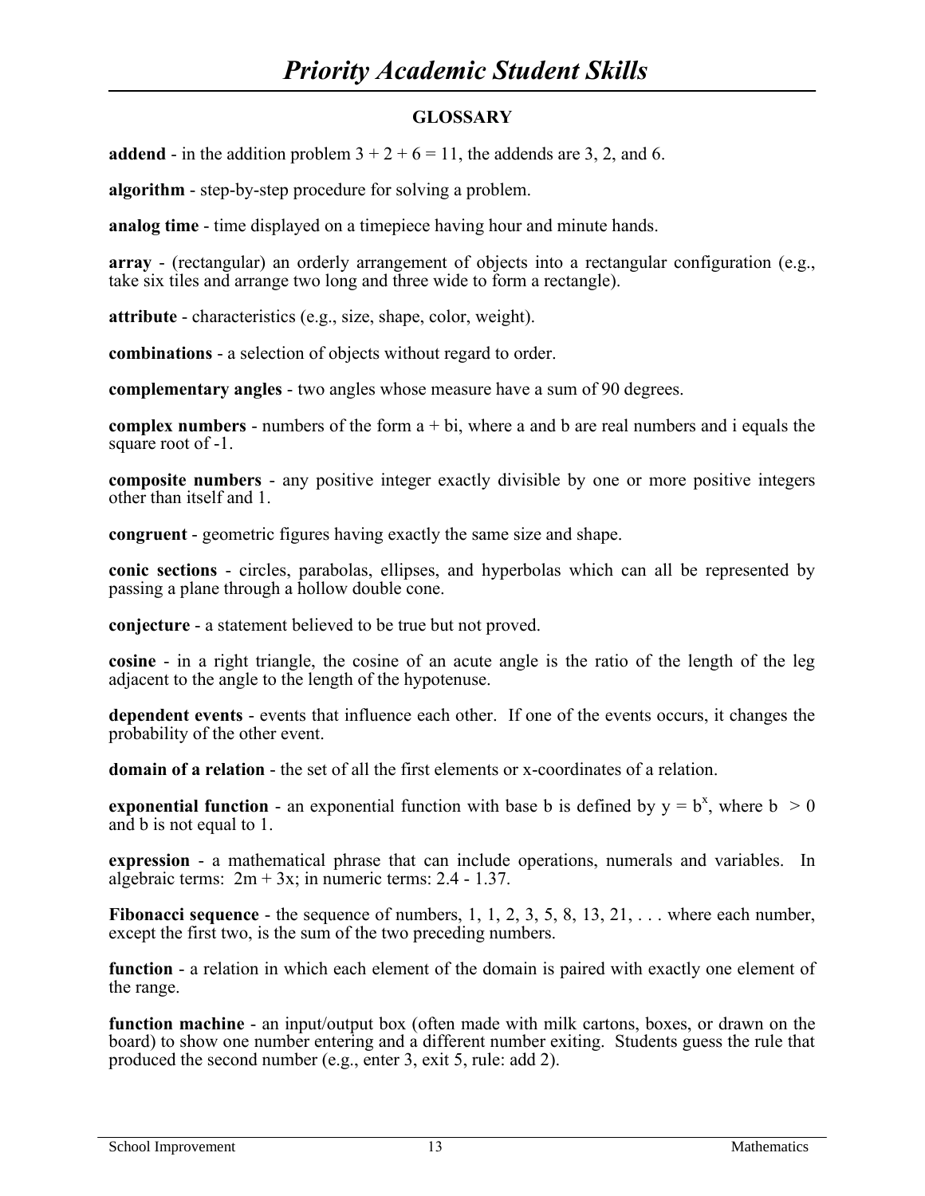## GLOSSARY

**addend** - in the addition problem $3 + 2 + 6 = 11$, the addends are 3, 2, and 6.

**algorithm** - step-by-step procedure for solving a problem.

**analog time** - time displayed on a timepiece having hour and minute hands.

**array** - (rectangular) an orderly arrangement of objects into a rectangular configuration (e.g., take six tiles and arrange two long and three wide to form a rectangle).

**attribute** - characteristics (e.g., size, shape, color, weight).

**combinations** - a selection of objects without regard to order.

**complementary angles** - two angles whose measure have a sum of 90 degrees.

**complex numbers** - numbers of the form $a + bi$, where a and b are real numbers and i equals the square root of -1.

**composite numbers** - any positive integer exactly divisible by one or more positive integers other than itself and 1.

**congruent** - geometric figures having exactly the same size and shape.

**conic sections** - circles, parabolas, ellipses, and hyperbolas which can all be represented by passing a plane through a hollow double cone.

**conjecture** - a statement believed to be true but not proved.

**cosine** - in a right triangle, the cosine of an acute angle is the ratio of the length of the leg adjacent to the angle to the length of the hypotenuse.

**dependent events** - events that influence each other. If one of the events occurs, it changes the probability of the other event.

**domain of a relation** - the set of all the first elements or x-coordinates of a relation.

**exponential function** - an exponential function with base b is defined by $y = b^x$, where $b > 0$ and b is not equal to 1.

**expression** - a mathematical phrase that can include operations, numerals and variables. In algebraic terms: $2m + 3x$; in numeric terms: $2.4 - 1.37$.

**Fibonacci sequence** - the sequence of numbers, 1, 1, 2, 3, 5, 8, 13, 21, . . . where each number, except the first two, is the sum of the two preceding numbers.

**function** - a relation in which each element of the domain is paired with exactly one element of the range.

**function machine** - an input/output box (often made with milk cartons, boxes, or drawn on the board) to show one number entering and a different number exiting. Students guess the rule that produced the second number (e.g., enter 3, exit 5, rule: add 2).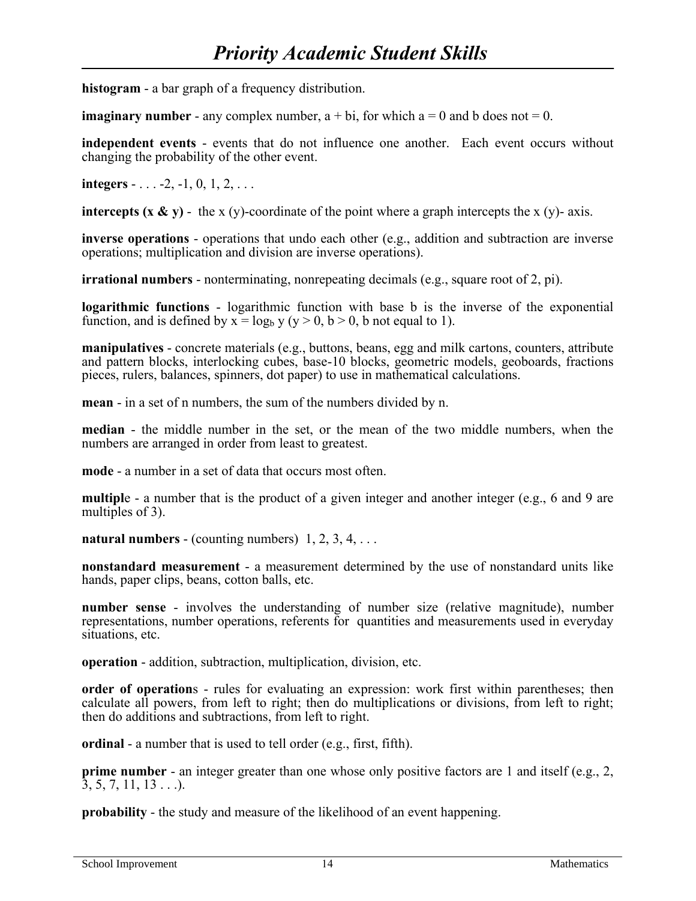**histogram** - a bar graph of a frequency distribution.

**imaginary number** - any complex number, $a + bi$, for which $a = 0$ and $b$ does not $= 0$.

**independent events** - events that do not influence one another. Each event occurs without changing the probability of the other event.

**integers** - . . . -2, -1, 0, 1, 2, . . .

**intercepts (x & y)** - the x (y)-coordinate of the point where a graph intercepts the x (y)- axis.

**inverse operations** - operations that undo each other (e.g., addition and subtraction are inverse operations; multiplication and division are inverse operations).

**irrational numbers** - nonterminating, nonrepeating decimals (e.g., square root of 2, pi).

**logarithmic functions** - logarithmic function with base b is the inverse of the exponential function, and is defined by $x = \log_b y$ ($y > 0$, $b > 0$, b not equal to 1).

**manipulatives** - concrete materials (e.g., buttons, beans, egg and milk cartons, counters, attribute and pattern blocks, interlocking cubes, base-10 blocks, geometric models, geoboards, fractions pieces, rulers, balances, spinners, dot paper) to use in mathematical calculations.

**mean** - in a set of n numbers, the sum of the numbers divided by n.

**median** - the middle number in the set, or the mean of the two middle numbers, when the numbers are arranged in order from least to greatest.

**mode** - a number in a set of data that occurs most often.

**multiple** - a number that is the product of a given integer and another integer (e.g., 6 and 9 are multiples of 3).

**natural numbers** - (counting numbers) 1, 2, 3, 4, . . .

**nonstandard measurement** - a measurement determined by the use of nonstandard units like hands, paper clips, beans, cotton balls, etc.

**number sense** - involves the understanding of number size (relative magnitude), number representations, number operations, referents for quantities and measurements used in everyday situations, etc.

**operation** - addition, subtraction, multiplication, division, etc.

**order of operations** - rules for evaluating an expression: work first within parentheses; then calculate all powers, from left to right; then do multiplications or divisions, from left to right; then do additions and subtractions, from left to right.

**ordinal** - a number that is used to tell order (e.g., first, fifth).

**prime number** - an integer greater than one whose only positive factors are 1 and itself (e.g., 2, 3, 5, 7, 11, 13 . . .).

**probability** - the study and measure of the likelihood of an event happening.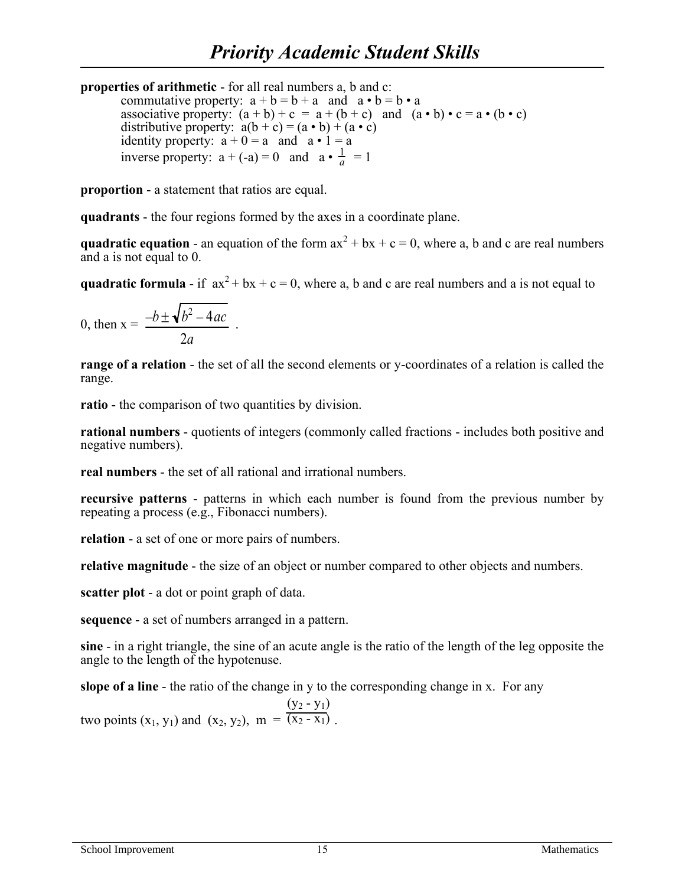# *Priority Academic Student Skills*

**properties of arithmetic** - for all real numbers a, b and c:

- commutative property: $a + b = b + a$ and $a \cdot b = b \cdot a$
- associative property: $(a + b) + c = a + (b + c)$ and $(a \cdot b) \cdot c = a \cdot (b \cdot c)$
- distributive property: $a(b + c) = (a \cdot b) + (a \cdot c)$
- identity property: $a + 0 = a$ and $a \cdot 1 = a$
- inverse property: $a + (-a) = 0$ and $a \cdot \frac{1}{a} = 1$

**proportion** - a statement that ratios are equal.

**quadrants** - the four regions formed by the axes in a coordinate plane.

**quadratic equation** - an equation of the form $ax^2 + bx + c = 0$, where a, b and c are real numbers and a is not equal to 0.

**quadratic formula** - if $ax^2 + bx + c = 0$, where a, b and c are real numbers and a is not equal to 0, then $x = \dfrac{-b \pm \sqrt{b^2 - 4ac}}{2a}$.

**range of a relation** - the set of all the second elements or y-coordinates of a relation is called the range.

**ratio** - the comparison of two quantities by division.

**rational numbers** - quotients of integers (commonly called fractions - includes both positive and negative numbers).

**real numbers** - the set of all rational and irrational numbers.

**recursive patterns** - patterns in which each number is found from the previous number by repeating a process (e.g., Fibonacci numbers).

**relation** - a set of one or more pairs of numbers.

**relative magnitude** - the size of an object or number compared to other objects and numbers.

**scatter plot** - a dot or point graph of data.

**sequence** - a set of numbers arranged in a pattern.

**sine** - in a right triangle, the sine of an acute angle is the ratio of the length of the leg opposite the angle to the length of the hypotenuse.

**slope of a line** - the ratio of the change in y to the corresponding change in x. For any two points $(x_1, y_1)$ and $(x_2, y_2)$, $m = \dfrac{(y_2 - y_1)}{(x_2 - x_1)}$.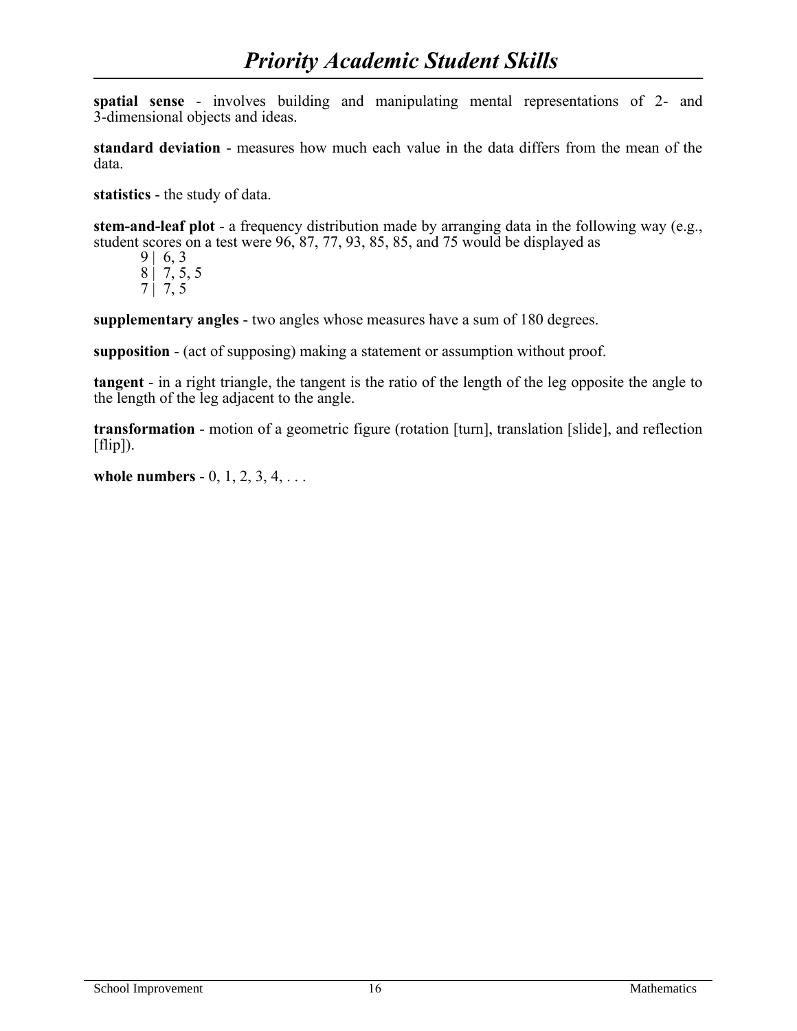**spatial sense** - involves building and manipulating mental representations of 2- and 3-dimensional objects and ideas.

**standard deviation** - measures how much each value in the data differs from the mean of the data.

**statistics** - the study of data.

**stem-and-leaf plot** - a frequency distribution made by arranging data in the following way (e.g., student scores on a test were 96, 87, 77, 93, 85, 85, and 75 would be displayed as

9 | 6, 3
8 | 7, 5, 5
7 | 7, 5

**supplementary angles** - two angles whose measures have a sum of 180 degrees.

**supposition** - (act of supposing) making a statement or assumption without proof.

**tangent** - in a right triangle, the tangent is the ratio of the length of the leg opposite the angle to the length of the leg adjacent to the angle.

**transformation** - motion of a geometric figure (rotation [turn], translation [slide], and reflection [flip]).

**whole numbers** - 0, 1, 2, 3, 4, . . .